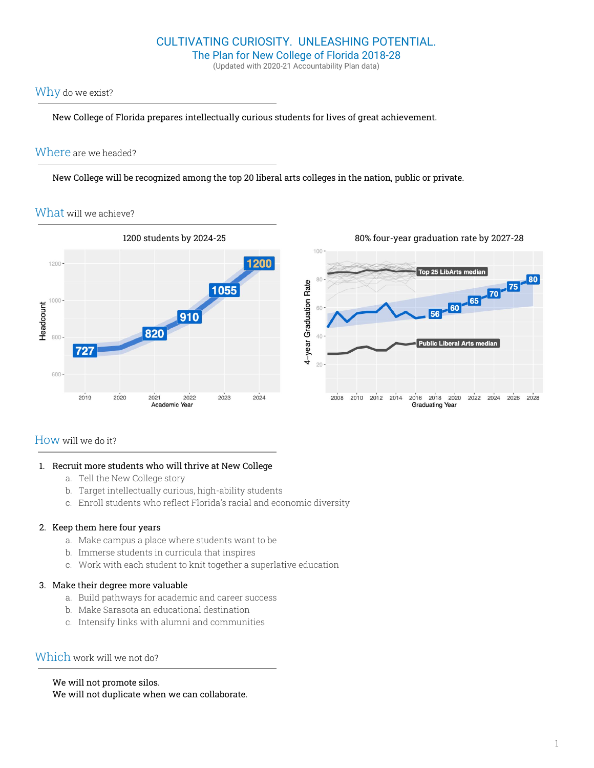# CULTIVATING CURIOSITY. UNLEASHING POTENTIAL.

## The Plan for New College of Florida 2018-28

(Updated with 2020-21 Accountability Plan data)

## Why do we exist?

New College of Florida prepares intellectually curious students for lives of great achievement.

## Where are we headed?

New College will be recognized among the top 20 liberal arts colleges in the nation, public or private.

## What will we achieve?

1200 students by 2024-25

Headcount

1200
1000
800
600

727
820
910
1055
1200

2019 2020 2021 2022 2023 2024

Academic Year

80% four-year graduation rate by 2027-28

4-year Graduation Rate

100
80
60
40
20

Top 25 LibArts median

Public Liberal Arts median

56
60
65
70
75
80

2008 2010 2012 2014 2016 2018 2020 2022 2024 2026 2028

Graduating Year

## How will we do it?

1. Recruit more students who will thrive at New College
   a. Tell the New College story
   b. Target intellectually curious, high-ability students
   c. Enroll students who reflect Florida's racial and economic diversity

2. Keep them here four years
   a. Make campus a place where students want to be
   b. Immerse students in curricula that inspires
   c. Work with each student to knit together a superlative education

3. Make their degree more valuable
   a. Build pathways for academic and career success
   b. Make Sarasota an educational destination
   c. Intensify links with alumni and communities

## Which work will we not do?

We will not promote silos.
We will not duplicate when we can collaborate.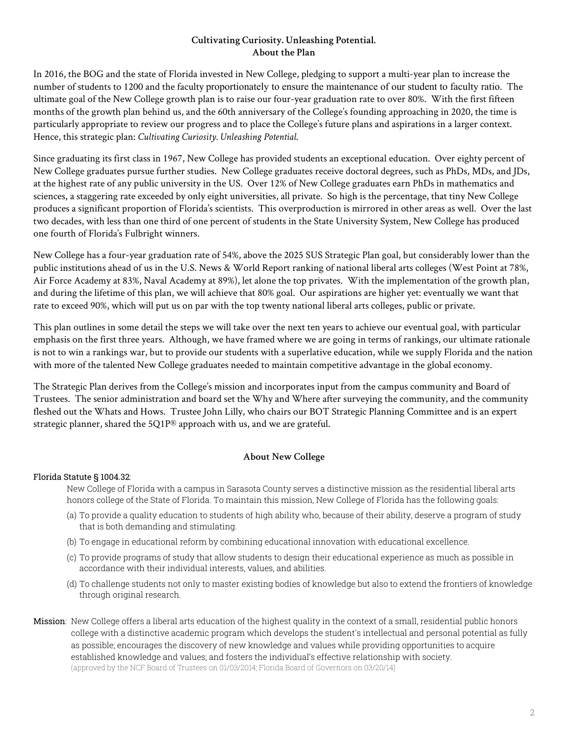## Cultivating Curiosity. Unleashing Potential.
## About the Plan

In 2016, the BOG and the state of Florida invested in New College, pledging to support a multi-year plan to increase the number of students to 1200 and the faculty proportionately to ensure the maintenance of our student to faculty ratio. The ultimate goal of the New College growth plan is to raise our four-year graduation rate to over 80%. With the first fifteen months of the growth plan behind us, and the 60th anniversary of the College's founding approaching in 2020, the time is particularly appropriate to review our progress and to place the College's future plans and aspirations in a larger context. Hence, this strategic plan: *Cultivating Curiosity. Unleashing Potential.*

Since graduating its first class in 1967, New College has provided students an exceptional education. Over eighty percent of New College graduates pursue further studies. New College graduates receive doctoral degrees, such as PhDs, MDs, and JDs, at the highest rate of any public university in the US. Over 12% of New College graduates earn PhDs in mathematics and sciences, a staggering rate exceeded by only eight universities, all private. So high is the percentage, that tiny New College produces a significant proportion of Florida's scientists. This overproduction is mirrored in other areas as well. Over the last two decades, with less than one third of one percent of students in the State University System, New College has produced one fourth of Florida's Fulbright winners.

New College has a four-year graduation rate of 54%, above the 2025 SUS Strategic Plan goal, but considerably lower than the public institutions ahead of us in the U.S. News & World Report ranking of national liberal arts colleges (West Point at 78%, Air Force Academy at 83%, Naval Academy at 89%), let alone the top privates. With the implementation of the growth plan, and during the lifetime of this plan, we will achieve that 80% goal. Our aspirations are higher yet: eventually we want that rate to exceed 90%, which will put us on par with the top twenty national liberal arts colleges, public or private.

This plan outlines in some detail the steps we will take over the next ten years to achieve our eventual goal, with particular emphasis on the first three years. Although, we have framed where we are going in terms of rankings, our ultimate rationale is not to win a rankings war, but to provide our students with a superlative education, while we supply Florida and the nation with more of the talented New College graduates needed to maintain competitive advantage in the global economy.

The Strategic Plan derives from the College's mission and incorporates input from the campus community and Board of Trustees. The senior administration and board set the Why and Where after surveying the community, and the community fleshed out the Whats and Hows. Trustee John Lilly, who chairs our BOT Strategic Planning Committee and is an expert strategic planner, shared the 5Q1P® approach with us, and we are grateful.

## About New College

**Florida Statute § 1004.32**:

New College of Florida with a campus in Sarasota County serves a distinctive mission as the residential liberal arts honors college of the State of Florida. To maintain this mission, New College of Florida has the following goals:

(a) To provide a quality education to students of high ability who, because of their ability, deserve a program of study that is both demanding and stimulating.

(b) To engage in educational reform by combining educational innovation with educational excellence.

(c) To provide programs of study that allow students to design their educational experience as much as possible in accordance with their individual interests, values, and abilities.

(d) To challenge students not only to master existing bodies of knowledge but also to extend the frontiers of knowledge through original research.

**Mission**: New College offers a liberal arts education of the highest quality in the context of a small, residential public honors college with a distinctive academic program which develops the student's intellectual and personal potential as fully as possible; encourages the discovery of new knowledge and values while providing opportunities to acquire established knowledge and values; and fosters the individual's effective relationship with society.
(approved by the NCF Board of Trustees on 01/03/2014; Florida Board of Governors on 03/20/14)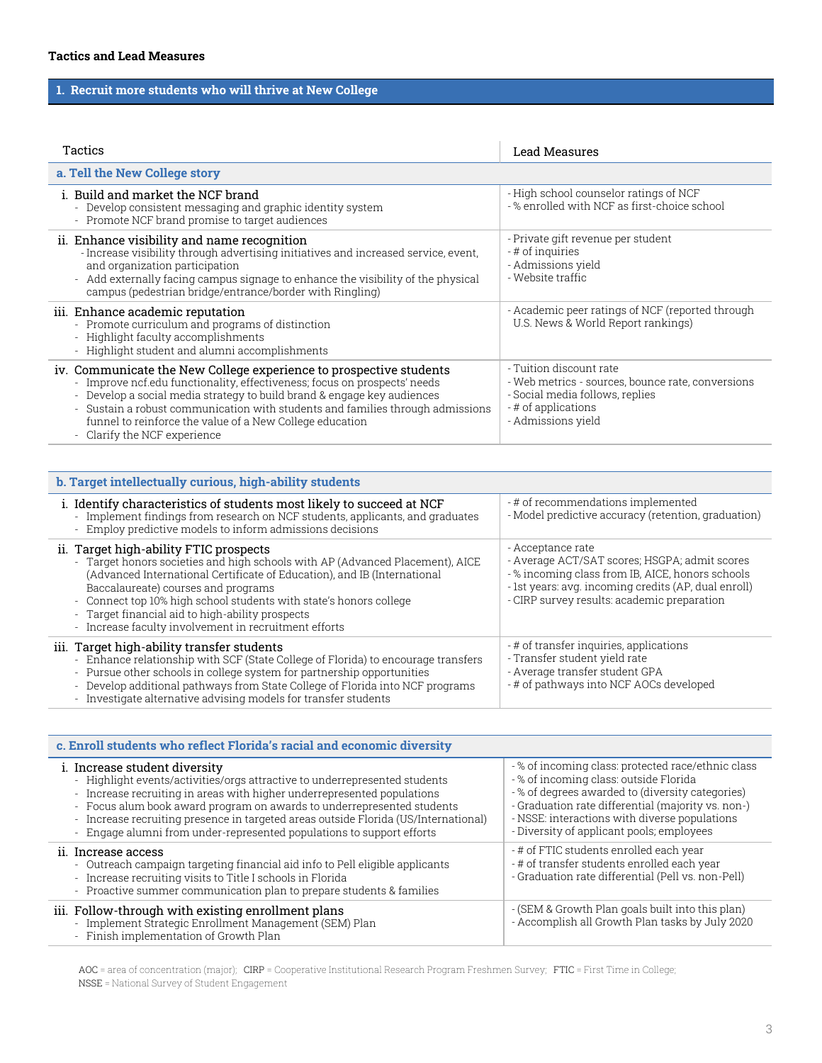## Tactics and Lead Measures

### 1. Recruit more students who will thrive at New College

| Tactics | Lead Measures |
|---|---|
| **a. Tell the New College story** | |
| i. Build and market the NCF brand<br>- Develop consistent messaging and graphic identity system<br>- Promote NCF brand promise to target audiences | - High school counselor ratings of NCF<br>- % enrolled with NCF as first-choice school |
| ii. Enhance visibility and name recognition<br>- Increase visibility through advertising initiatives and increased service, event, and organization participation<br>- Add externally facing campus signage to enhance the visibility of the physical campus (pedestrian bridge/entrance/border with Ringling) | - Private gift revenue per student<br>- # of inquiries<br>- Admissions yield<br>- Website traffic |
| iii. Enhance academic reputation<br>- Promote curriculum and programs of distinction<br>- Highlight faculty accomplishments<br>- Highlight student and alumni accomplishments | - Academic peer ratings of NCF (reported through U.S. News & World Report rankings) |
| iv. Communicate the New College experience to prospective students<br>- Improve ncf.edu functionality, effectiveness; focus on prospects' needs<br>- Develop a social media strategy to build brand & engage key audiences<br>- Sustain a robust communication with students and families through admissions funnel to reinforce the value of a New College education<br>- Clarify the NCF experience | - Tuition discount rate<br>- Web metrics - sources, bounce rate, conversions<br>- Social media follows, replies<br>- # of applications<br>- Admissions yield |

| **b. Target intellectually curious, high-ability students** | |
|---|---|
| i. Identify characteristics of students most likely to succeed at NCF<br>- Implement findings from research on NCF students, applicants, and graduates<br>- Employ predictive models to inform admissions decisions | - # of recommendations implemented<br>- Model predictive accuracy (retention, graduation) |
| ii. Target high-ability FTIC prospects<br>- Target honors societies and high schools with AP (Advanced Placement), AICE (Advanced International Certificate of Education), and IB (International Baccalaureate) courses and programs<br>- Connect top 10% high school students with state's honors college<br>- Target financial aid to high-ability prospects<br>- Increase faculty involvement in recruitment efforts | - Acceptance rate<br>- Average ACT/SAT scores; HSGPA; admit scores<br>- % incoming class from IB, AICE, honors schools<br>- 1st years: avg. incoming credits (AP, dual enroll)<br>- CIRP survey results: academic preparation |
| iii. Target high-ability transfer students<br>- Enhance relationship with SCF (State College of Florida) to encourage transfers<br>- Pursue other schools in college system for partnership opportunities<br>- Develop additional pathways from State College of Florida into NCF programs<br>- Investigate alternative advising models for transfer students | - # of transfer inquiries, applications<br>- Transfer student yield rate<br>- Average transfer student GPA<br>- # of pathways into NCF AOCs developed |

| **c. Enroll students who reflect Florida's racial and economic diversity** | |
|---|---|
| i. Increase student diversity<br>- Highlight events/activities/orgs attractive to underrepresented students<br>- Increase recruiting in areas with higher underrepresented populations<br>- Focus alum book award program on awards to underrepresented students<br>- Increase recruiting presence in targeted areas outside Florida (US/International)<br>- Engage alumni from under-represented populations to support efforts | - % of incoming class: protected race/ethnic class<br>- % of incoming class: outside Florida<br>- % of degrees awarded to (diversity categories)<br>- Graduation rate differential (majority vs. non-)<br>- NSSE: interactions with diverse populations<br>- Diversity of applicant pools; employees |
| ii. Increase access<br>- Outreach campaign targeting financial aid info to Pell eligible applicants<br>- Increase recruiting visits to Title I schools in Florida<br>- Proactive summer communication plan to prepare students & families | - # of FTIC students enrolled each year<br>- # of transfer students enrolled each year<br>- Graduation rate differential (Pell vs. non-Pell) |
| iii. Follow-through with existing enrollment plans<br>- Implement Strategic Enrollment Management (SEM) Plan<br>- Finish implementation of Growth Plan | - (SEM & Growth Plan goals built into this plan)<br>- Accomplish all Growth Plan tasks by July 2020 |

AOC = area of concentration (major); CIRP = Cooperative Institutional Research Program Freshmen Survey; FTIC = First Time in College; NSSE = National Survey of Student Engagement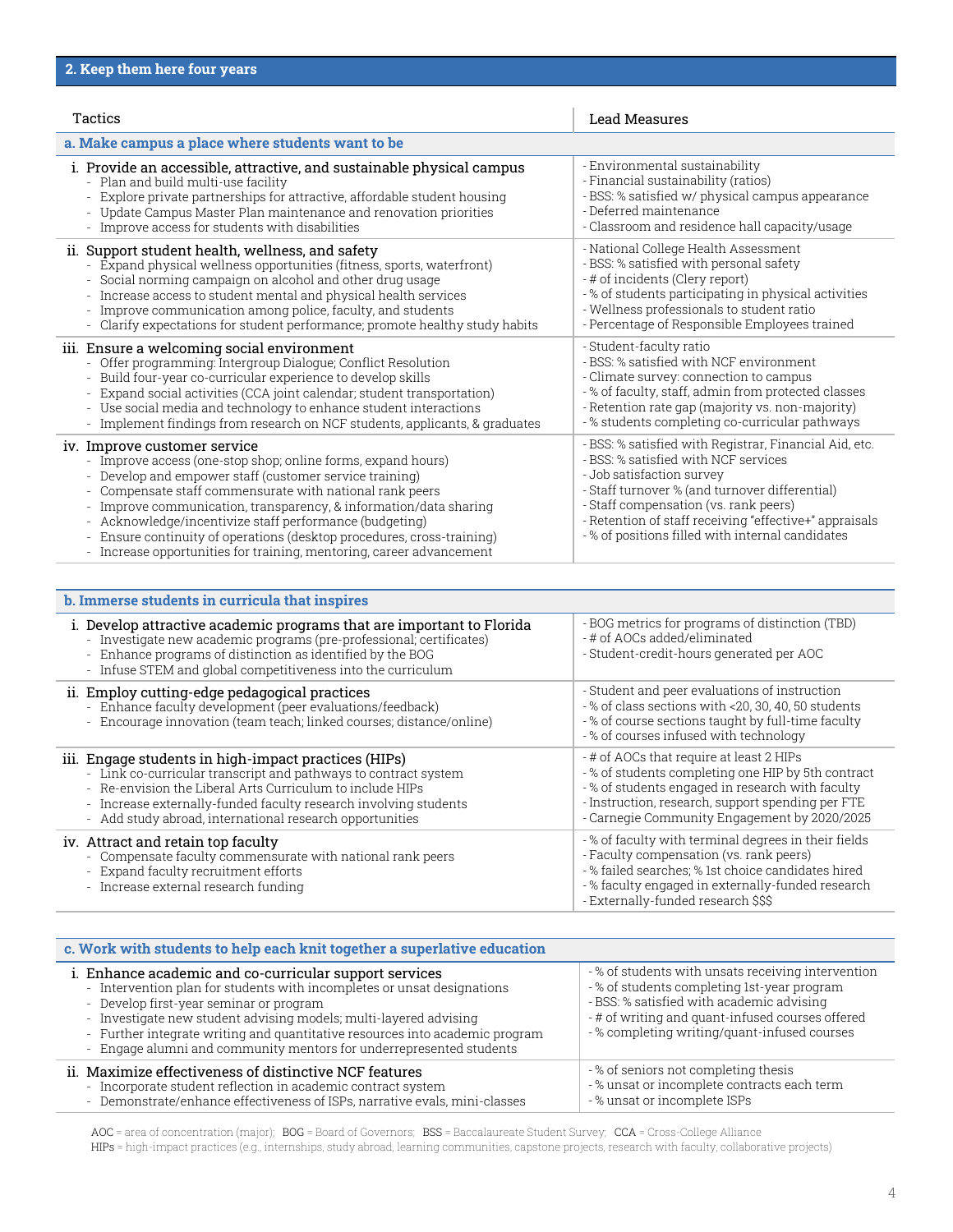## 2. Keep them here four years

| Tactics | Lead Measures |
|---|---|
| **a. Make campus a place where students want to be** | |
| i. Provide an accessible, attractive, and sustainable physical campus<br>- Plan and build multi-use facility<br>- Explore private partnerships for attractive, affordable student housing<br>- Update Campus Master Plan maintenance and renovation priorities<br>- Improve access for students with disabilities | - Environmental sustainability<br>- Financial sustainability (ratios)<br>- BSS: % satisfied w/ physical campus appearance<br>- Deferred maintenance<br>- Classroom and residence hall capacity/usage |
| ii. Support student health, wellness, and safety<br>- Expand physical wellness opportunities (fitness, sports, waterfront)<br>- Social norming campaign on alcohol and other drug usage<br>- Increase access to student mental and physical health services<br>- Improve communication among police, faculty, and students<br>- Clarify expectations for student performance; promote healthy study habits | - National College Health Assessment<br>- BSS: % satisfied with personal safety<br>- # of incidents (Clery report)<br>- % of students participating in physical activities<br>- Wellness professionals to student ratio<br>- Percentage of Responsible Employees trained |
| iii. Ensure a welcoming social environment<br>- Offer programming: Intergroup Dialogue; Conflict Resolution<br>- Build four-year co-curricular experience to develop skills<br>- Expand social activities (CCA joint calendar; student transportation)<br>- Use social media and technology to enhance student interactions<br>- Implement findings from research on NCF students, applicants, & graduates | - Student-faculty ratio<br>- BSS: % satisfied with NCF environment<br>- Climate survey: connection to campus<br>- % of faculty, staff, admin from protected classes<br>- Retention rate gap (majority vs. non-majority)<br>- % students completing co-curricular pathways |
| iv. Improve customer service<br>- Improve access (one-stop shop; online forms, expand hours)<br>- Develop and empower staff (customer service training)<br>- Compensate staff commensurate with national rank peers<br>- Improve communication, transparency, & information/data sharing<br>- Acknowledge/incentivize staff performance (budgeting)<br>- Ensure continuity of operations (desktop procedures, cross-training)<br>- Increase opportunities for training, mentoring, career advancement | - BSS: % satisfied with Registrar, Financial Aid, etc.<br>- BSS: % satisfied with NCF services<br>- Job satisfaction survey<br>- Staff turnover % (and turnover differential)<br>- Staff compensation (vs. rank peers)<br>- Retention of staff receiving "effective+" appraisals<br>- % of positions filled with internal candidates |

| **b. Immerse students in curricula that inspires** | |
|---|---|
| i. Develop attractive academic programs that are important to Florida<br>- Investigate new academic programs (pre-professional; certificates)<br>- Enhance programs of distinction as identified by the BOG<br>- Infuse STEM and global competitiveness into the curriculum | - BOG metrics for programs of distinction (TBD)<br>- # of AOCs added/eliminated<br>- Student-credit-hours generated per AOC |
| ii. Employ cutting-edge pedagogical practices<br>- Enhance faculty development (peer evaluations/feedback)<br>- Encourage innovation (team teach; linked courses; distance/online) | - Student and peer evaluations of instruction<br>- % of class sections with <20, 30, 40, 50 students<br>- % of course sections taught by full-time faculty<br>- % of courses infused with technology |
| iii. Engage students in high-impact practices (HIPs)<br>- Link co-curricular transcript and pathways to contract system<br>- Re-envision the Liberal Arts Curriculum to include HIPs<br>- Increase externally-funded faculty research involving students<br>- Add study abroad, international research opportunities | - # of AOCs that require at least 2 HIPs<br>- % of students completing one HIP by 5th contract<br>- % of students engaged in research with faculty<br>- Instruction, research, support spending per FTE<br>- Carnegie Community Engagement by 2020/2025 |
| iv. Attract and retain top faculty<br>- Compensate faculty commensurate with national rank peers<br>- Expand faculty recruitment efforts<br>- Increase external research funding | - % of faculty with terminal degrees in their fields<br>- Faculty compensation (vs. rank peers)<br>- % failed searches; % 1st choice candidates hired<br>- % faculty engaged in externally-funded research<br>- Externally-funded research $$$ |

| **c. Work with students to help each knit together a superlative education** | |
|---|---|
| i. Enhance academic and co-curricular support services<br>- Intervention plan for students with incompletes or unsat designations<br>- Develop first-year seminar or program<br>- Investigate new student advising models; multi-layered advising<br>- Further integrate writing and quantitative resources into academic program<br>- Engage alumni and community mentors for underrepresented students | - % of students with unsats receiving intervention<br>- % of students completing 1st-year program<br>- BSS: % satisfied with academic advising<br>- # of writing and quant-infused courses offered<br>- % completing writing/quant-infused courses |
| ii. Maximize effectiveness of distinctive NCF features<br>- Incorporate student reflection in academic contract system<br>- Demonstrate/enhance effectiveness of ISPs, narrative evals, mini-classes | - % of seniors not completing thesis<br>- % unsat or incomplete contracts each term<br>- % unsat or incomplete ISPs |

AOC = area of concentration (major); BOG = Board of Governors; BSS = Baccalaureate Student Survey; CCA = Cross-College Alliance
HIPs = high-impact practices (e.g., internships, study abroad, learning communities, capstone projects, research with faculty, collaborative projects)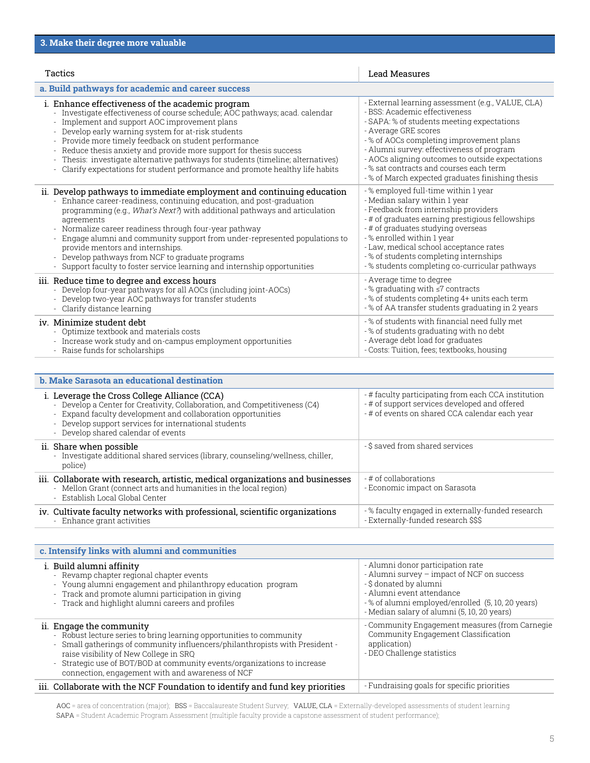## 3. Make their degree more valuable

| Tactics | Lead Measures |
|---|---|
| **a. Build pathways for academic and career success** | |
| i. Enhance effectiveness of the academic program<br>- Investigate effectiveness of course schedule; AOC pathways; acad. calendar<br>- Implement and support AOC improvement plans<br>- Develop early warning system for at-risk students<br>- Provide more timely feedback on student performance<br>- Reduce thesis anxiety and provide more support for thesis success<br>- Thesis: investigate alternative pathways for students (timeline; alternatives)<br>- Clarify expectations for student performance and promote healthy life habits | - External learning assessment (e.g., VALUE, CLA)<br>- BSS: Academic effectiveness<br>- SAPA: % of students meeting expectations<br>- Average GRE scores<br>- % of AOCs completing improvement plans<br>- Alumni survey: effectiveness of program<br>- AOCs aligning outcomes to outside expectations<br>- % sat contracts and courses each term<br>- % of March expected graduates finishing thesis |
| ii. Develop pathways to immediate employment and continuing education<br>- Enhance career-readiness, continuing education, and post-graduation programming (e.g., *What's Next?*) with additional pathways and articulation agreements<br>- Normalize career readiness through four-year pathway<br>- Engage alumni and community support from under-represented populations to provide mentors and internships.<br>- Develop pathways from NCF to graduate programs<br>- Support faculty to foster service learning and internship opportunities | - % employed full-time within 1 year<br>- Median salary within 1 year<br>- Feedback from internship providers<br>- # of graduates earning prestigious fellowships<br>- # of graduates studying overseas<br>- % enrolled within 1 year<br>- Law, medical school acceptance rates<br>- % of students completing internships<br>- % students completing co-curricular pathways |
| iii. Reduce time to degree and excess hours<br>- Develop four-year pathways for all AOCs (including joint-AOCs)<br>- Develop two-year AOC pathways for transfer students<br>- Clarify distance learning | - Average time to degree<br>- % graduating with ≤7 contracts<br>- % of students completing 4+ units each term<br>- % of AA transfer students graduating in 2 years |
| iv. Minimize student debt<br>- Optimize textbook and materials costs<br>- Increase work study and on-campus employment opportunities<br>- Raise funds for scholarships | - % of students with financial need fully met<br>- % of students graduating with no debt<br>- Average debt load for graduates<br>- Costs: Tuition, fees; textbooks, housing |

| **b. Make Sarasota an educational destination** | |
|---|---|
| i. Leverage the Cross College Alliance (CCA)<br>- Develop a Center for Creativity, Collaboration, and Competitiveness (C4)<br>- Expand faculty development and collaboration opportunities<br>- Develop support services for international students<br>- Develop shared calendar of events | - # faculty participating from each CCA institution<br>- # of support services developed and offered<br>- # of events on shared CCA calendar each year |
| ii. Share when possible<br>- Investigate additional shared services (library, counseling/wellness, chiller, police) | - $ saved from shared services |
| iii. Collaborate with research, artistic, medical organizations and businesses<br>- Mellon Grant (connect arts and humanities in the local region)<br>- Establish Local Global Center | - # of collaborations<br>- Economic impact on Sarasota |
| iv. Cultivate faculty networks with professional, scientific organizations<br>- Enhance grant activities | - % faculty engaged in externally-funded research<br>- Externally-funded research $$$ |

| **c. Intensify links with alumni and communities** | |
|---|---|
| i. Build alumni affinity<br>- Revamp chapter regional chapter events<br>- Young alumni engagement and philanthropy education program<br>- Track and promote alumni participation in giving<br>- Track and highlight alumni careers and profiles | - Alumni donor participation rate<br>- Alumni survey – impact of NCF on success<br>- $ donated by alumni<br>- Alumni event attendance<br>- % of alumni employed/enrolled (5, 10, 20 years)<br>- Median salary of alumni (5, 10, 20 years) |
| ii. Engage the community<br>- Robust lecture series to bring learning opportunities to community<br>- Small gatherings of community influencers/philanthropists with President - raise visibility of New College in SRQ<br>- Strategic use of BOT/BOD at community events/organizations to increase connection, engagement with and awareness of NCF | - Community Engagement measures (from Carnegie Community Engagement Classification application)<br>- DEO Challenge statistics |
| iii. Collaborate with the NCF Foundation to identify and fund key priorities | - Fundraising goals for specific priorities |

AOC = area of concentration (major); BSS = Baccalaureate Student Survey; VALUE, CLA = Externally-developed assessments of student learning
SAPA = Student Academic Program Assessment (multiple faculty provide a capstone assessment of student performance);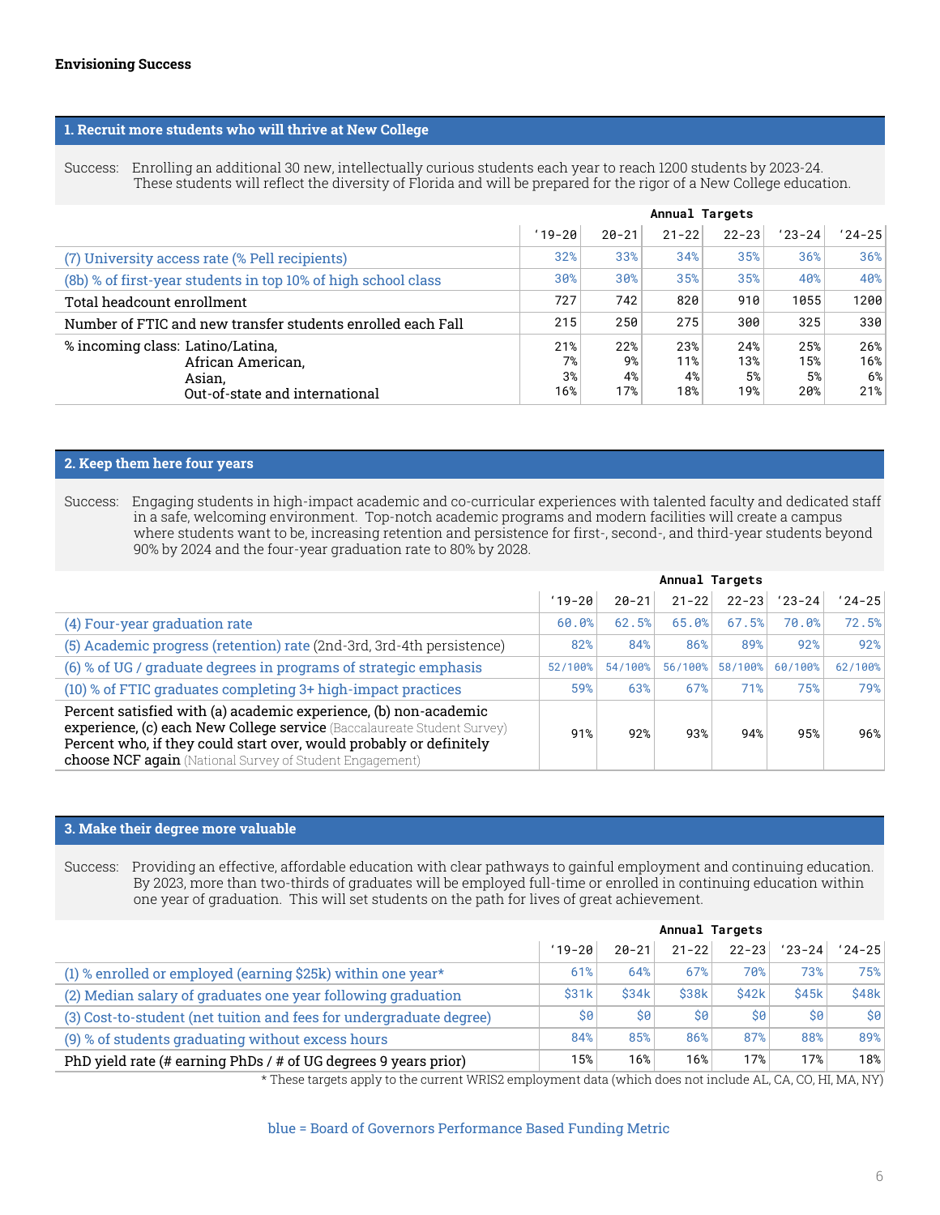**Envisioning Success**

## 1. Recruit more students who will thrive at New College

Success: Enrolling an additional 30 new, intellectually curious students each year to reach 1200 students by 2023-24. These students will reflect the diversity of Florida and will be prepared for the rigor of a New College education.

| | Annual Targets | | | | | |
|---|---|---|---|---|---|---|
| | '19-20 | 20-21 | 21-22 | 22-23 | '23-24 | '24-25 |
| (7) University access rate (% Pell recipients) | 32% | 33% | 34% | 35% | 36% | 36% |
| (8b) % of first-year students in top 10% of high school class | 30% | 30% | 35% | 35% | 40% | 40% |
| Total headcount enrollment | 727 | 742 | 820 | 910 | 1055 | 1200 |
| Number of FTIC and new transfer students enrolled each Fall | 215 | 250 | 275 | 300 | 325 | 330 |
| % incoming class: Latino/Latina, | 21% | 22% | 23% | 24% | 25% | 26% |
| African American, | 7% | 9% | 11% | 13% | 15% | 16% |
| Asian, | 3% | 4% | 4% | 5% | 5% | 6% |
| Out-of-state and international | 16% | 17% | 18% | 19% | 20% | 21% |

## 2. Keep them here four years

Success: Engaging students in high-impact academic and co-curricular experiences with talented faculty and dedicated staff in a safe, welcoming environment. Top-notch academic programs and modern facilities will create a campus where students want to be, increasing retention and persistence for first-, second-, and third-year students beyond 90% by 2024 and the four-year graduation rate to 80% by 2028.

| | Annual Targets | | | | | |
|---|---|---|---|---|---|---|
| | '19-20 | 20-21 | 21-22 | 22-23 | '23-24 | '24-25 |
| (4) Four-year graduation rate | 60.0% | 62.5% | 65.0% | 67.5% | 70.0% | 72.5% |
| (5) Academic progress (retention) rate (2nd-3rd, 3rd-4th persistence) | 82% | 84% | 86% | 89% | 92% | 92% |
| (6) % of UG / graduate degrees in programs of strategic emphasis | 52/100% | 54/100% | 56/100% | 58/100% | 60/100% | 62/100% |
| (10) % of FTIC graduates completing 3+ high-impact practices | 59% | 63% | 67% | 71% | 75% | 79% |
| Percent satisfied with (a) academic experience, (b) non-academic experience, (c) each New College service (Baccalaureate Student Survey) Percent who, if they could start over, would probably or definitely choose NCF again (National Survey of Student Engagement) | 91% | 92% | 93% | 94% | 95% | 96% |

## 3. Make their degree more valuable

Success: Providing an effective, affordable education with clear pathways to gainful employment and continuing education. By 2023, more than two-thirds of graduates will be employed full-time or enrolled in continuing education within one year of graduation. This will set students on the path for lives of great achievement.

| | Annual Targets | | | | | |
|---|---|---|---|---|---|---|
| | '19-20 | 20-21 | 21-22 | 22-23 | '23-24 | '24-25 |
| (1) % enrolled or employed (earning $25k) within one year* | 61% | 64% | 67% | 70% | 73% | 75% |
| (2) Median salary of graduates one year following graduation | $31k | $34k | $38k | $42k | $45k | $48k |
| (3) Cost-to-student (net tuition and fees for undergraduate degree) | $0 | $0 | $0 | $0 | $0 | $0 |
| (9) % of students graduating without excess hours | 84% | 85% | 86% | 87% | 88% | 89% |
| PhD yield rate (# earning PhDs / # of UG degrees 9 years prior) | 15% | 16% | 16% | 17% | 17% | 18% |

* These targets apply to the current WRIS2 employment data (which does not include AL, CA, CO, HI, MA, NY)

blue = Board of Governors Performance Based Funding Metric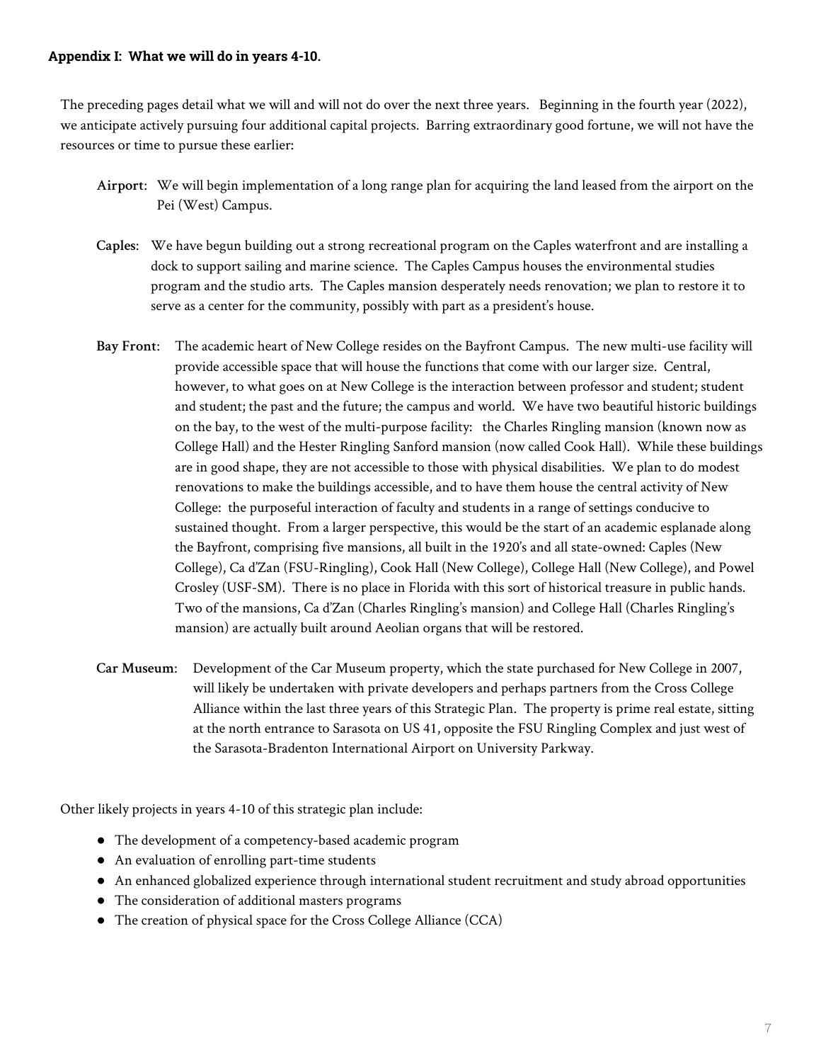## Appendix I: What we will do in years 4-10.

The preceding pages detail what we will and will not do over the next three years. Beginning in the fourth year (2022), we anticipate actively pursuing four additional capital projects. Barring extraordinary good fortune, we will not have the resources or time to pursue these earlier:

**Airport**: We will begin implementation of a long range plan for acquiring the land leased from the airport on the Pei (West) Campus.

**Caples**: We have begun building out a strong recreational program on the Caples waterfront and are installing a dock to support sailing and marine science. The Caples Campus houses the environmental studies program and the studio arts. The Caples mansion desperately needs renovation; we plan to restore it to serve as a center for the community, possibly with part as a president's house.

**Bay Front**: The academic heart of New College resides on the Bayfront Campus. The new multi-use facility will provide accessible space that will house the functions that come with our larger size. Central, however, to what goes on at New College is the interaction between professor and student; student and student; the past and the future; the campus and world. We have two beautiful historic buildings on the bay, to the west of the multi-purpose facility: the Charles Ringling mansion (known now as College Hall) and the Hester Ringling Sanford mansion (now called Cook Hall). While these buildings are in good shape, they are not accessible to those with physical disabilities. We plan to do modest renovations to make the buildings accessible, and to have them house the central activity of New College: the purposeful interaction of faculty and students in a range of settings conducive to sustained thought. From a larger perspective, this would be the start of an academic esplanade along the Bayfront, comprising five mansions, all built in the 1920's and all state-owned: Caples (New College), Ca d'Zan (FSU-Ringling), Cook Hall (New College), College Hall (New College), and Powel Crosley (USF-SM). There is no place in Florida with this sort of historical treasure in public hands. Two of the mansions, Ca d'Zan (Charles Ringling's mansion) and College Hall (Charles Ringling's mansion) are actually built around Aeolian organs that will be restored.

**Car Museum**: Development of the Car Museum property, which the state purchased for New College in 2007, will likely be undertaken with private developers and perhaps partners from the Cross College Alliance within the last three years of this Strategic Plan. The property is prime real estate, sitting at the north entrance to Sarasota on US 41, opposite the FSU Ringling Complex and just west of the Sarasota-Bradenton International Airport on University Parkway.

Other likely projects in years 4-10 of this strategic plan include:

- The development of a competency-based academic program
- An evaluation of enrolling part-time students
- An enhanced globalized experience through international student recruitment and study abroad opportunities
- The consideration of additional masters programs
- The creation of physical space for the Cross College Alliance (CCA)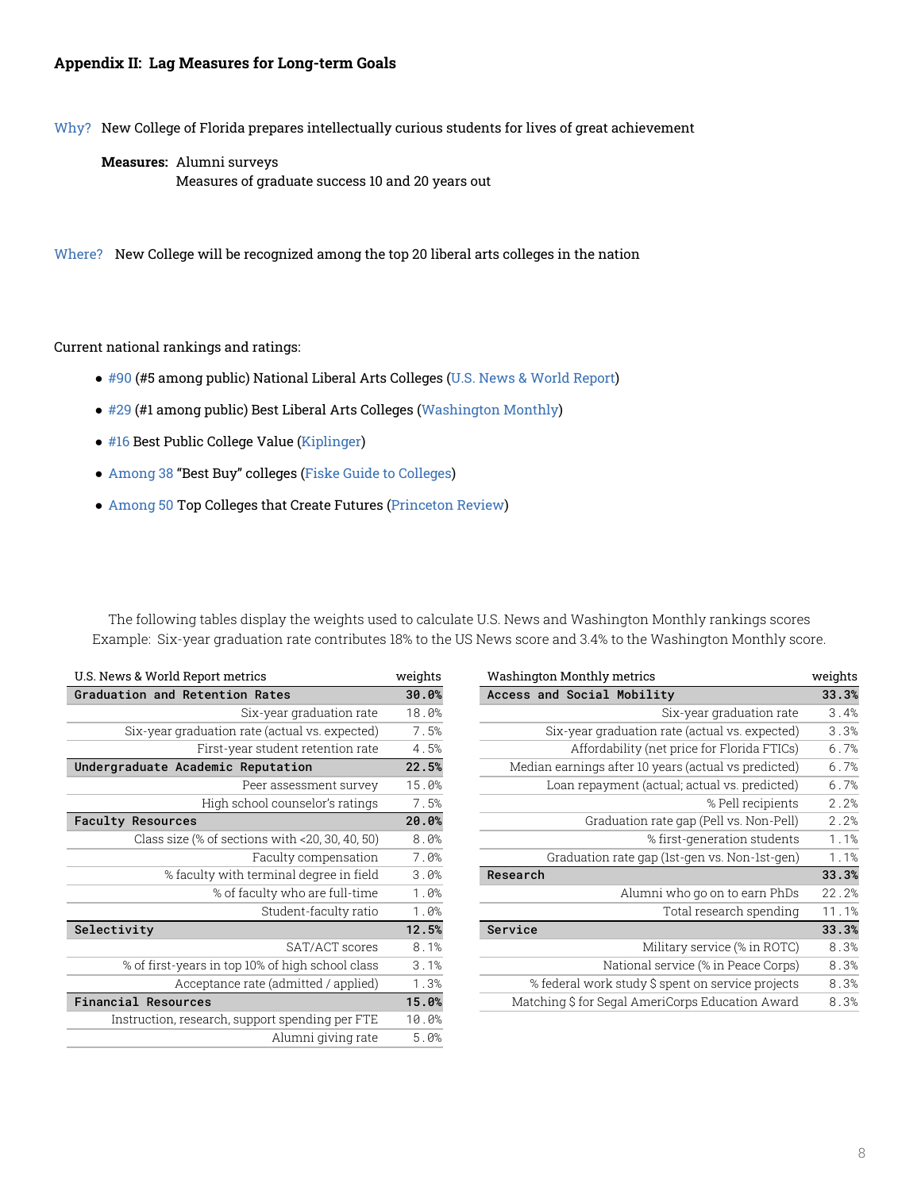### Appendix II: Lag Measures for Long-term Goals

Why? New College of Florida prepares intellectually curious students for lives of great achievement

**Measures:** Alumni surveys
Measures of graduate success 10 and 20 years out

Where? New College will be recognized among the top 20 liberal arts colleges in the nation

Current national rankings and ratings:

- #90 (#5 among public) National Liberal Arts Colleges (U.S. News & World Report)
- #29 (#1 among public) Best Liberal Arts Colleges (Washington Monthly)
- #16 Best Public College Value (Kiplinger)
- Among 38 "Best Buy" colleges (Fiske Guide to Colleges)
- Among 50 Top Colleges that Create Futures (Princeton Review)

The following tables display the weights used to calculate U.S. News and Washington Monthly rankings scores
Example: Six-year graduation rate contributes 18% to the US News score and 3.4% to the Washington Monthly score.

| U.S. News & World Report metrics | weights |
|---|---|
| **Graduation and Retention Rates** | **30.0%** |
| Six-year graduation rate | 18.0% |
| Six-year graduation rate (actual vs. expected) | 7.5% |
| First-year student retention rate | 4.5% |
| **Undergraduate Academic Reputation** | **22.5%** |
| Peer assessment survey | 15.0% |
| High school counselor's ratings | 7.5% |
| **Faculty Resources** | **20.0%** |
| Class size (% of sections with <20, 30, 40, 50) | 8.0% |
| Faculty compensation | 7.0% |
| % faculty with terminal degree in field | 3.0% |
| % of faculty who are full-time | 1.0% |
| Student-faculty ratio | 1.0% |
| **Selectivity** | **12.5%** |
| SAT/ACT scores | 8.1% |
| % of first-years in top 10% of high school class | 3.1% |
| Acceptance rate (admitted / applied) | 1.3% |
| **Financial Resources** | **15.0%** |
| Instruction, research, support spending per FTE | 10.0% |
| Alumni giving rate | 5.0% |

| Washington Monthly metrics | weights |
|---|---|
| **Access and Social Mobility** | **33.3%** |
| Six-year graduation rate | 3.4% |
| Six-year graduation rate (actual vs. expected) | 3.3% |
| Affordability (net price for Florida FTICs) | 6.7% |
| Median earnings after 10 years (actual vs predicted) | 6.7% |
| Loan repayment (actual; actual vs. predicted) | 6.7% |
| % Pell recipients | 2.2% |
| Graduation rate gap (Pell vs. Non-Pell) | 2.2% |
| % first-generation students | 1.1% |
| Graduation rate gap (1st-gen vs. Non-1st-gen) | 1.1% |
| **Research** | **33.3%** |
| Alumni who go on to earn PhDs | 22.2% |
| Total research spending | 11.1% |
| **Service** | **33.3%** |
| Military service (% in ROTC) | 8.3% |
| National service (% in Peace Corps) | 8.3% |
| % federal work study $ spent on service projects | 8.3% |
| Matching $ for Segal AmeriCorps Education Award | 8.3% |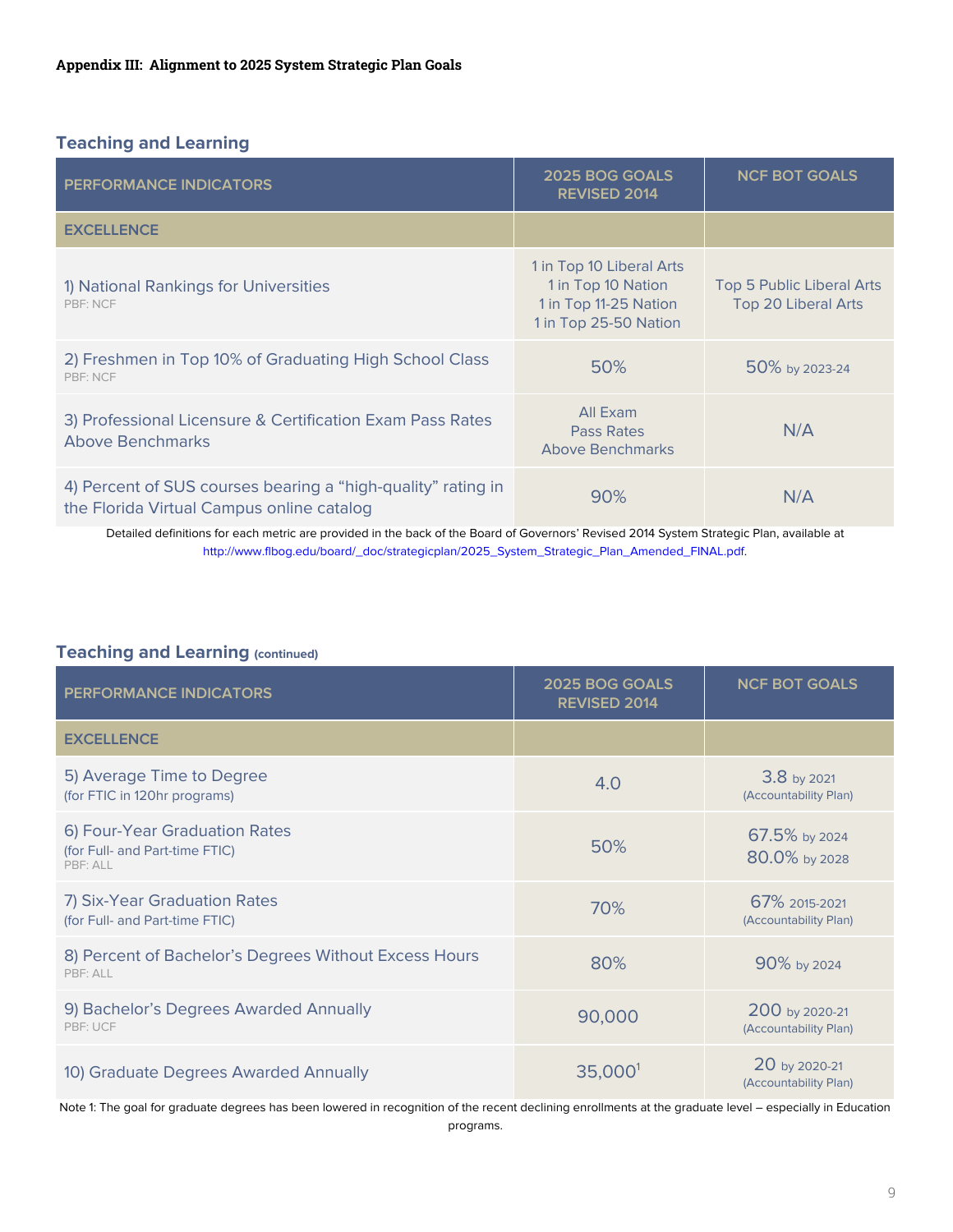**Appendix III: Alignment to 2025 System Strategic Plan Goals**

## Teaching and Learning

| PERFORMANCE INDICATORS | 2025 BOG GOALS REVISED 2014 | NCF BOT GOALS |
|---|---|---|
| **EXCELLENCE** | | |
| 1) National Rankings for Universities<br>PBF: NCF | 1 in Top 10 Liberal Arts<br>1 in Top 10 Nation<br>1 in Top 11-25 Nation<br>1 in Top 25-50 Nation | Top 5 Public Liberal Arts<br>Top 20 Liberal Arts |
| 2) Freshmen in Top 10% of Graduating High School Class<br>PBF: NCF | 50% | 50% by 2023-24 |
| 3) Professional Licensure & Certification Exam Pass Rates Above Benchmarks | All Exam Pass Rates Above Benchmarks | N/A |
| 4) Percent of SUS courses bearing a "high-quality" rating in the Florida Virtual Campus online catalog | 90% | N/A |

Detailed definitions for each metric are provided in the back of the Board of Governors' Revised 2014 System Strategic Plan, available at http://www.flbog.edu/board/_doc/strategicplan/2025_System_Strategic_Plan_Amended_FINAL.pdf.

## Teaching and Learning (continued)

| PERFORMANCE INDICATORS | 2025 BOG GOALS REVISED 2014 | NCF BOT GOALS |
|---|---|---|
| **EXCELLENCE** | | |
| 5) Average Time to Degree<br>(for FTIC in 120hr programs) | 4.0 | 3.8 by 2021<br>(Accountability Plan) |
| 6) Four-Year Graduation Rates<br>(for Full- and Part-time FTIC)<br>PBF: ALL | 50% | 67.5% by 2024<br>80.0% by 2028 |
| 7) Six-Year Graduation Rates<br>(for Full- and Part-time FTIC) | 70% | 67% 2015-2021<br>(Accountability Plan) |
| 8) Percent of Bachelor's Degrees Without Excess Hours<br>PBF: ALL | 80% | 90% by 2024 |
| 9) Bachelor's Degrees Awarded Annually<br>PBF: UCF | 90,000 | 200 by 2020-21<br>(Accountability Plan) |
| 10) Graduate Degrees Awarded Annually | 35,000[1] | 20 by 2020-21<br>(Accountability Plan) |

Note 1: The goal for graduate degrees has been lowered in recognition of the recent declining enrollments at the graduate level – especially in Education programs.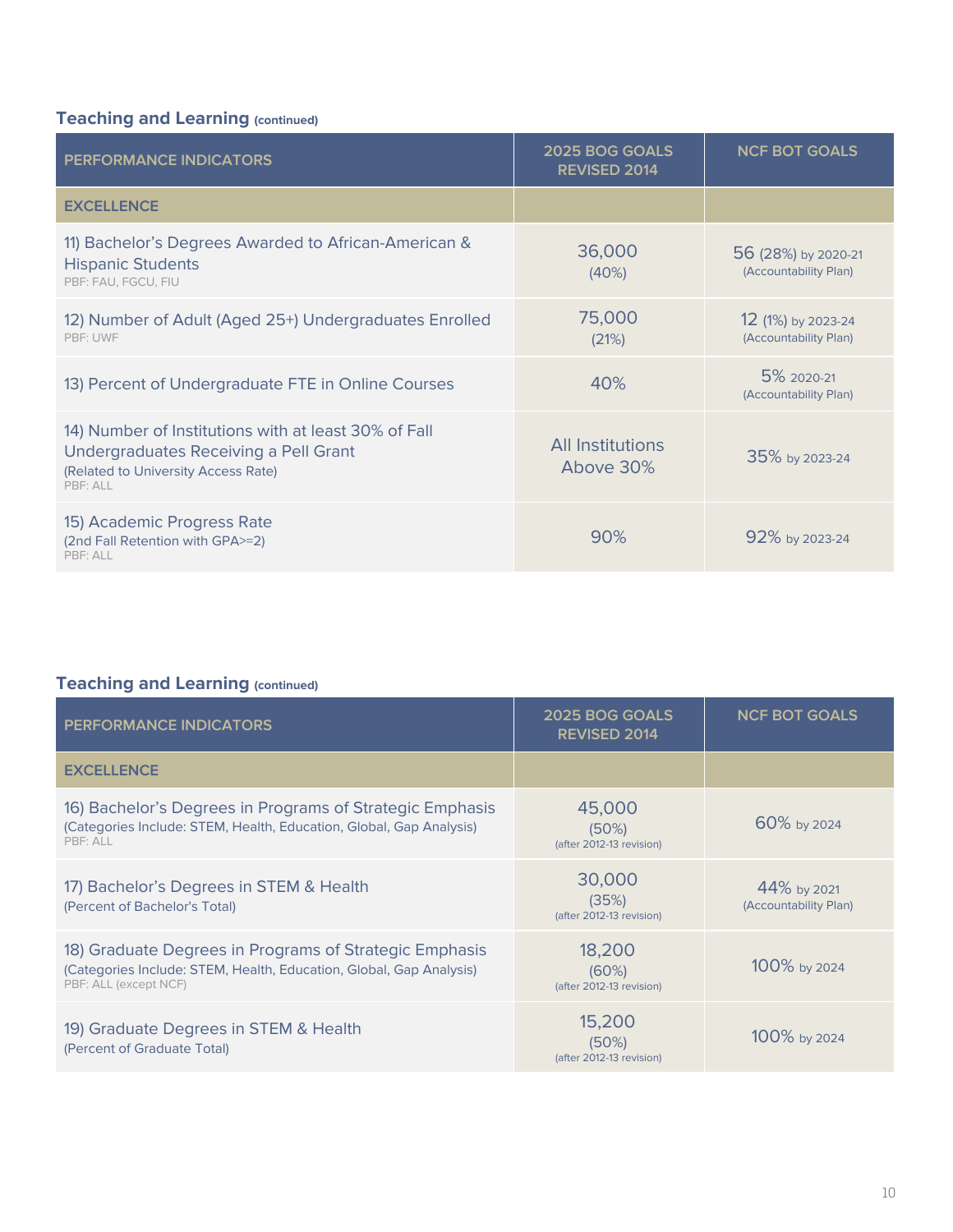### Teaching and Learning (continued)

| PERFORMANCE INDICATORS | 2025 BOG GOALS REVISED 2014 | NCF BOT GOALS |
| --- | --- | --- |
| **EXCELLENCE** | | |
| 11) Bachelor's Degrees Awarded to African-American & Hispanic Students<br>PBF: FAU, FGCU, FIU | 36,000<br>(40%) | 56 (28%) by 2020-21<br>(Accountability Plan) |
| 12) Number of Adult (Aged 25+) Undergraduates Enrolled<br>PBF: UWF | 75,000<br>(21%) | 12 (1%) by 2023-24<br>(Accountability Plan) |
| 13) Percent of Undergraduate FTE in Online Courses | 40% | 5% 2020-21<br>(Accountability Plan) |
| 14) Number of Institutions with at least 30% of Fall Undergraduates Receiving a Pell Grant<br>(Related to University Access Rate)<br>PBF: ALL | All Institutions Above 30% | 35% by 2023-24 |
| 15) Academic Progress Rate<br>(2nd Fall Retention with GPA>=2)<br>PBF: ALL | 90% | 92% by 2023-24 |

### Teaching and Learning (continued)

| PERFORMANCE INDICATORS | 2025 BOG GOALS REVISED 2014 | NCF BOT GOALS |
| --- | --- | --- |
| **EXCELLENCE** | | |
| 16) Bachelor's Degrees in Programs of Strategic Emphasis<br>(Categories Include: STEM, Health, Education, Global, Gap Analysis)<br>PBF: ALL | 45,000<br>(50%)<br>(after 2012-13 revision) | 60% by 2024 |
| 17) Bachelor's Degrees in STEM & Health<br>(Percent of Bachelor's Total) | 30,000<br>(35%)<br>(after 2012-13 revision) | 44% by 2021<br>(Accountability Plan) |
| 18) Graduate Degrees in Programs of Strategic Emphasis<br>(Categories Include: STEM, Health, Education, Global, Gap Analysis)<br>PBF: ALL (except NCF) | 18,200<br>(60%)<br>(after 2012-13 revision) | 100% by 2024 |
| 19) Graduate Degrees in STEM & Health<br>(Percent of Graduate Total) | 15,200<br>(50%)<br>(after 2012-13 revision) | 100% by 2024 |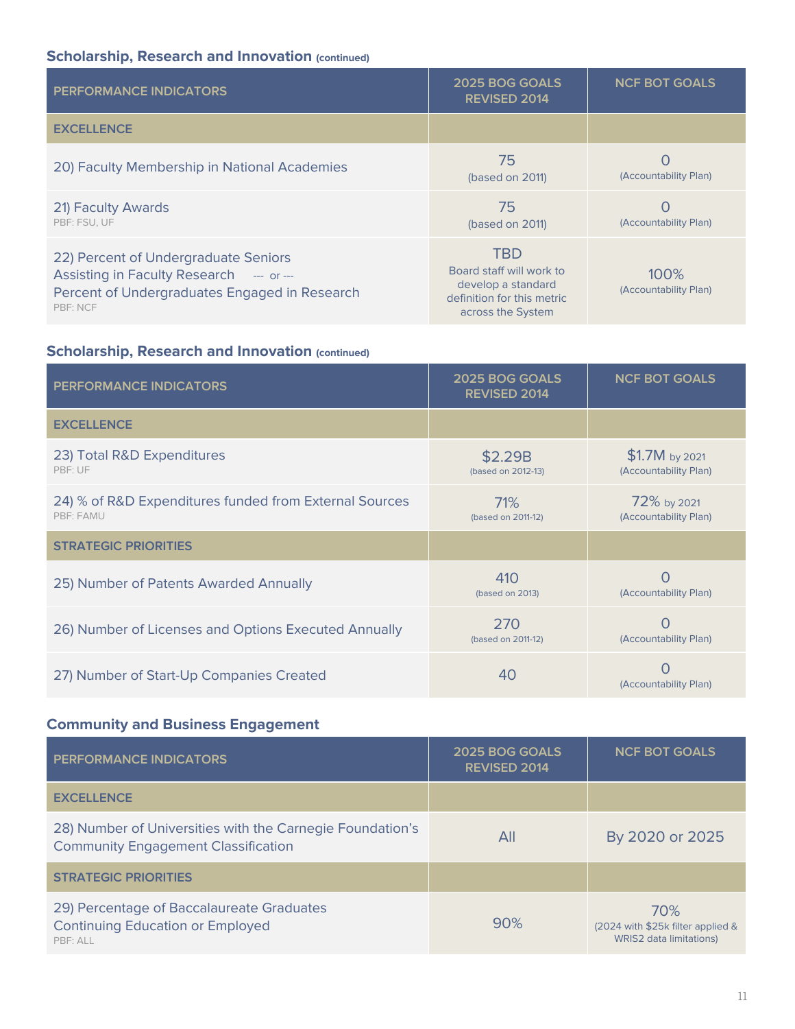### Scholarship, Research and Innovation (continued)

| PERFORMANCE INDICATORS | 2025 BOG GOALS REVISED 2014 | NCF BOT GOALS |
|---|---|---|
| **EXCELLENCE** | | |
| 20) Faculty Membership in National Academies | 75 (based on 2011) | 0 (Accountability Plan) |
| 21) Faculty Awards<br>PBF: FSU, UF | 75 (based on 2011) | 0 (Accountability Plan) |
| 22) Percent of Undergraduate Seniors Assisting in Faculty Research --- or --- Percent of Undergraduates Engaged in Research<br>PBF: NCF | TBD<br>Board staff will work to develop a standard definition for this metric across the System | 100% (Accountability Plan) |

### Scholarship, Research and Innovation (continued)

| PERFORMANCE INDICATORS | 2025 BOG GOALS REVISED 2014 | NCF BOT GOALS |
|---|---|---|
| **EXCELLENCE** | | |
| 23) Total R&D Expenditures<br>PBF: UF | $2.29B (based on 2012-13) | $1.7M by 2021 (Accountability Plan) |
| 24) % of R&D Expenditures funded from External Sources<br>PBF: FAMU | 71% (based on 2011-12) | 72% by 2021 (Accountability Plan) |
| **STRATEGIC PRIORITIES** | | |
| 25) Number of Patents Awarded Annually | 410 (based on 2013) | 0 (Accountability Plan) |
| 26) Number of Licenses and Options Executed Annually | 270 (based on 2011-12) | 0 (Accountability Plan) |
| 27) Number of Start-Up Companies Created | 40 | 0 (Accountability Plan) |

### Community and Business Engagement

| PERFORMANCE INDICATORS | 2025 BOG GOALS REVISED 2014 | NCF BOT GOALS |
|---|---|---|
| **EXCELLENCE** | | |
| 28) Number of Universities with the Carnegie Foundation's Community Engagement Classification | All | By 2020 or 2025 |
| **STRATEGIC PRIORITIES** | | |
| 29) Percentage of Baccalaureate Graduates Continuing Education or Employed<br>PBF: ALL | 90% | 70% (2024 with $25k filter applied & WRIS2 data limitations) |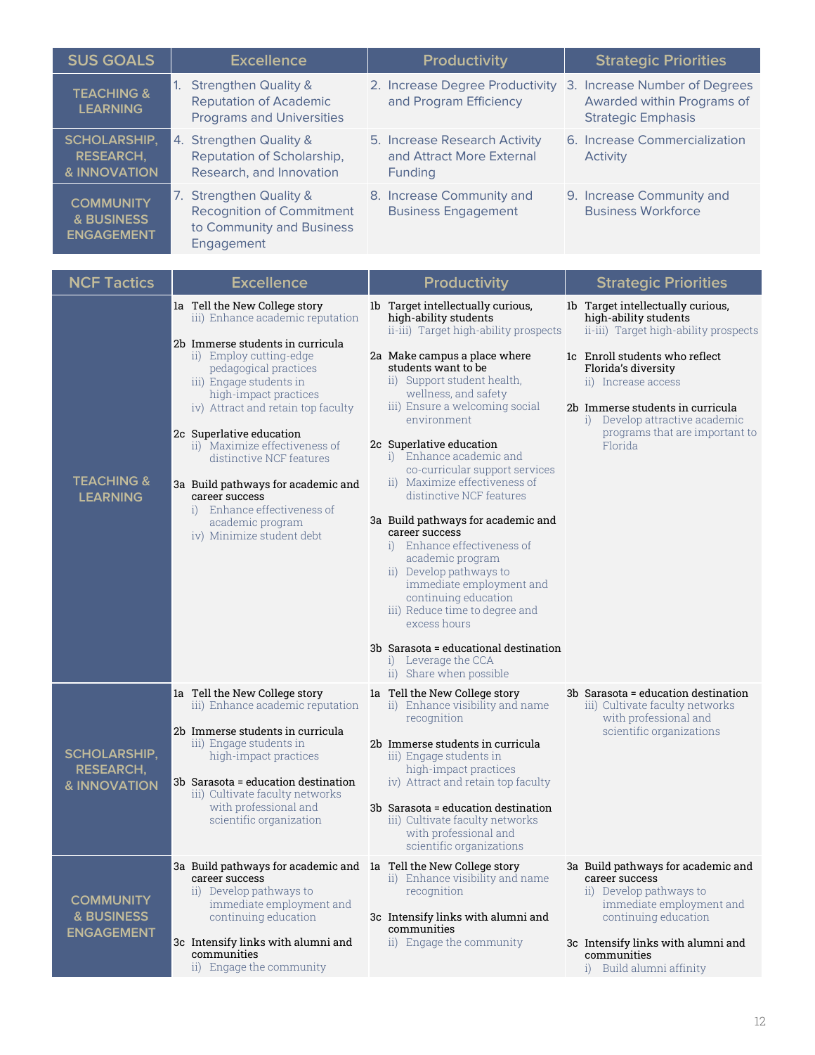| SUS GOALS | Excellence | Productivity | Strategic Priorities |
|---|---|---|---|
| TEACHING & LEARNING | 1. Strengthen Quality & Reputation of Academic Programs and Universities | 2. Increase Degree Productivity and Program Efficiency | 3. Increase Number of Degrees Awarded within Programs of Strategic Emphasis |
| SCHOLARSHIP, RESEARCH, & INNOVATION | 4. Strengthen Quality & Reputation of Scholarship, Research, and Innovation | 5. Increase Research Activity and Attract More External Funding | 6. Increase Commercialization Activity |
| COMMUNITY & BUSINESS ENGAGEMENT | 7. Strengthen Quality & Recognition of Commitment to Community and Business Engagement | 8. Increase Community and Business Engagement | 9. Increase Community and Business Workforce |

| NCF Tactics | Excellence | Productivity | Strategic Priorities |
|---|---|---|---|
| TEACHING & LEARNING | 1a Tell the New College story<br>iii) Enhance academic reputation<br><br>2b Immerse students in curricula<br>ii) Employ cutting-edge pedagogical practices<br>iii) Engage students in high-impact practices<br>iv) Attract and retain top faculty<br><br>2c Superlative education<br>ii) Maximize effectiveness of distinctive NCF features<br><br>3a Build pathways for academic and career success<br>i) Enhance effectiveness of academic program<br>iv) Minimize student debt | 1b Target intellectually curious, high-ability students<br>ii-iii) Target high-ability prospects<br><br>2a Make campus a place where students want to be<br>ii) Support student health, wellness, and safety<br>iii) Ensure a welcoming social environment<br><br>2c Superlative education<br>i) Enhance academic and co-curricular support services<br>ii) Maximize effectiveness of distinctive NCF features<br><br>3a Build pathways for academic and career success<br>i) Enhance effectiveness of academic program<br>ii) Develop pathways to immediate employment and continuing education<br>iii) Reduce time to degree and excess hours<br><br>3b Sarasota = educational destination<br>i) Leverage the CCA<br>ii) Share when possible | 1b Target intellectually curious, high-ability students<br>ii-iii) Target high-ability prospects<br><br>1c Enroll students who reflect Florida's diversity<br>ii) Increase access<br><br>2b Immerse students in curricula<br>i) Develop attractive academic programs that are important to Florida |
| SCHOLARSHIP, RESEARCH, & INNOVATION | 1a Tell the New College story<br>iii) Enhance academic reputation<br><br>2b Immerse students in curricula<br>iii) Engage students in high-impact practices<br><br>3b Sarasota = education destination<br>iii) Cultivate faculty networks with professional and scientific organization | 1a Tell the New College story<br>ii) Enhance visibility and name recognition<br><br>2b Immerse students in curricula<br>iii) Engage students in high-impact practices<br>iv) Attract and retain top faculty<br><br>3b Sarasota = education destination<br>iii) Cultivate faculty networks with professional and scientific organizations | 3b Sarasota = education destination<br>iii) Cultivate faculty networks with professional and scientific organizations |
| COMMUNITY & BUSINESS ENGAGEMENT | 3a Build pathways for academic and career success<br>ii) Develop pathways to immediate employment and continuing education<br><br>3c Intensify links with alumni and communities<br>ii) Engage the community | 1a Tell the New College story<br>ii) Enhance visibility and name recognition<br><br>3c Intensify links with alumni and communities<br>ii) Engage the community | 3a Build pathways for academic and career success<br>ii) Develop pathways to immediate employment and continuing education<br><br>3c Intensify links with alumni and communities<br>i) Build alumni affinity |